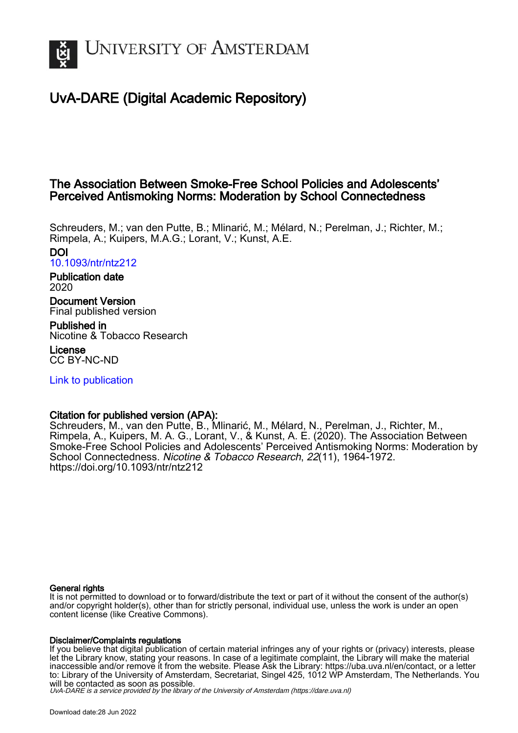# University of Amsterdam

## UvA-DARE (Digital Academic Repository)

### The Association Between Smoke-Free School Policies and Adolescents' Perceived Antismoking Norms: Moderation by School Connectedness

Schreuders, M.; van den Putte, B.; Mlinarić, M.; Mélard, N.; Perelman, J.; Richter, M.; Rimpela, A.; Kuipers, M.A.G.; Lorant, V.; Kunst, A.E.

**DOI**
10.1093/ntr/ntz212

**Publication date**
2020

**Document Version**
Final published version

**Published in**
Nicotine & Tobacco Research

**License**
CC BY-NC-ND

Link to publication

**Citation for published version (APA):**
Schreuders, M., van den Putte, B., Mlinarić, M., Mélard, N., Perelman, J., Richter, M., Rimpela, A., Kuipers, M. A. G., Lorant, V., & Kunst, A. E. (2020). The Association Between Smoke-Free School Policies and Adolescents' Perceived Antismoking Norms: Moderation by School Connectedness. *Nicotine & Tobacco Research*, *22*(11), 1964-1972. https://doi.org/10.1093/ntr/ntz212

**General rights**
It is not permitted to download or to forward/distribute the text or part of it without the consent of the author(s) and/or copyright holder(s), other than for strictly personal, individual use, unless the work is under an open content license (like Creative Commons).

**Disclaimer/Complaints regulations**
If you believe that digital publication of certain material infringes any of your rights or (privacy) interests, please let the Library know, stating your reasons. In case of a legitimate complaint, the Library will make the material inaccessible and/or remove it from the website. Please Ask the Library: https://uba.uva.nl/en/contact, or a letter to: Library of the University of Amsterdam, Secretariat, Singel 425, 1012 WP Amsterdam, The Netherlands. You will be contacted as soon as possible.

*UvA-DARE is a service provided by the library of the University of Amsterdam (https://dare.uva.nl)*

Download date:28 Jun 2022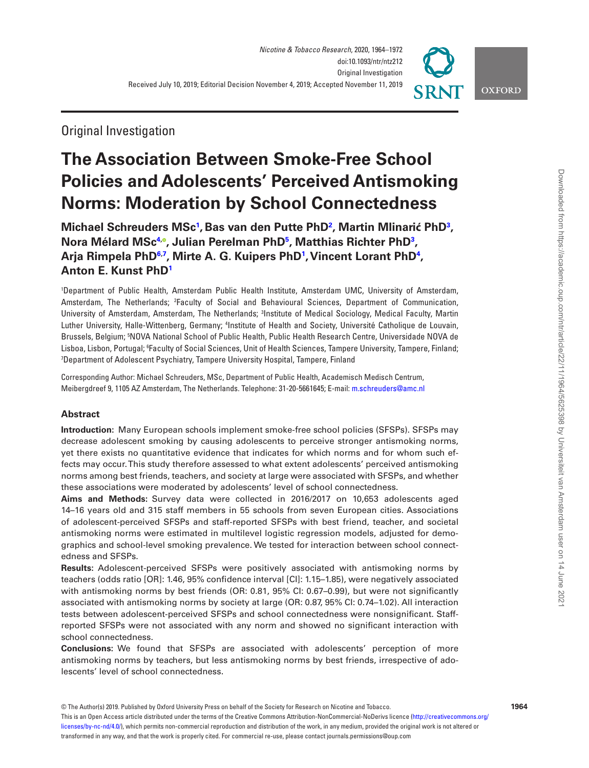## Original Investigation

# The Association Between Smoke-Free School Policies and Adolescents' Perceived Antismoking Norms: Moderation by School Connectedness

**Michael Schreuders MSc[1], Bas van den Putte PhD[2], Martin Mlinarić PhD[3], Nora Mélard MSc[4], Julian Perelman PhD[5], Matthias Richter PhD[3], Arja Rimpela PhD[6,7], Mirte A. G. Kuipers PhD[1], Vincent Lorant PhD[4], Anton E. Kunst PhD[1]**

[1]Department of Public Health, Amsterdam Public Health Institute, Amsterdam UMC, University of Amsterdam, Amsterdam, The Netherlands; [2]Faculty of Social and Behavioural Sciences, Department of Communication, University of Amsterdam, Amsterdam, The Netherlands; [3]Institute of Medical Sociology, Medical Faculty, Martin Luther University, Halle-Wittenberg, Germany; [4]Institute of Health and Society, Université Catholique de Louvain, Brussels, Belgium; [5]NOVA National School of Public Health, Public Health Research Centre, Universidade NOVA de Lisboa, Lisbon, Portugal; [6]Faculty of Social Sciences, Unit of Health Sciences, Tampere University, Tampere, Finland; [7]Department of Adolescent Psychiatry, Tampere University Hospital, Tampere, Finland

Corresponding Author: Michael Schreuders, MSc, Department of Public Health, Academisch Medisch Centrum, Meibergdreef 9, 1105 AZ Amsterdam, The Netherlands. Telephone: 31-20-5661645; E-mail: m.schreuders@amc.nl

### Abstract

**Introduction:** Many European schools implement smoke-free school policies (SFSPs). SFSPs may decrease adolescent smoking by causing adolescents to perceive stronger antismoking norms, yet there exists no quantitative evidence that indicates for which norms and for whom such effects may occur. This study therefore assessed to what extent adolescents' perceived antismoking norms among best friends, teachers, and society at large were associated with SFSPs, and whether these associations were moderated by adolescents' level of school connectedness.

**Aims and Methods:** Survey data were collected in 2016/2017 on 10,653 adolescents aged 14–16 years old and 315 staff members in 55 schools from seven European cities. Associations of adolescent-perceived SFSPs and staff-reported SFSPs with best friend, teacher, and societal antismoking norms were estimated in multilevel logistic regression models, adjusted for demographics and school-level smoking prevalence. We tested for interaction between school connectedness and SFSPs.

**Results:** Adolescent-perceived SFSPs were positively associated with antismoking norms by teachers (odds ratio [OR]: 1.46, 95% confidence interval [CI]: 1.15–1.85), were negatively associated with antismoking norms by best friends (OR: 0.81, 95% CI: 0.67–0.99), but were not significantly associated with antismoking norms by society at large (OR: 0.87, 95% CI: 0.74–1.02). All interaction tests between adolescent-perceived SFSPs and school connectedness were nonsignificant. Staff-reported SFSPs were not associated with any norm and showed no significant interaction with school connectedness.

**Conclusions:** We found that SFSPs are associated with adolescents' perception of more antismoking norms by teachers, but less antismoking norms by best friends, irrespective of adolescents' level of school connectedness.

© The Author(s) 2019. Published by Oxford University Press on behalf of the Society for Research on Nicotine and Tobacco.
This is an Open Access article distributed under the terms of the Creative Commons Attribution-NonCommercial-NoDerivs licence (http://creativecommons.org/licenses/by-nc-nd/4.0/), which permits non-commercial reproduction and distribution of the work, in any medium, provided the original work is not altered or transformed in any way, and that the work is properly cited. For commercial re-use, please contact journals.permissions@oup.com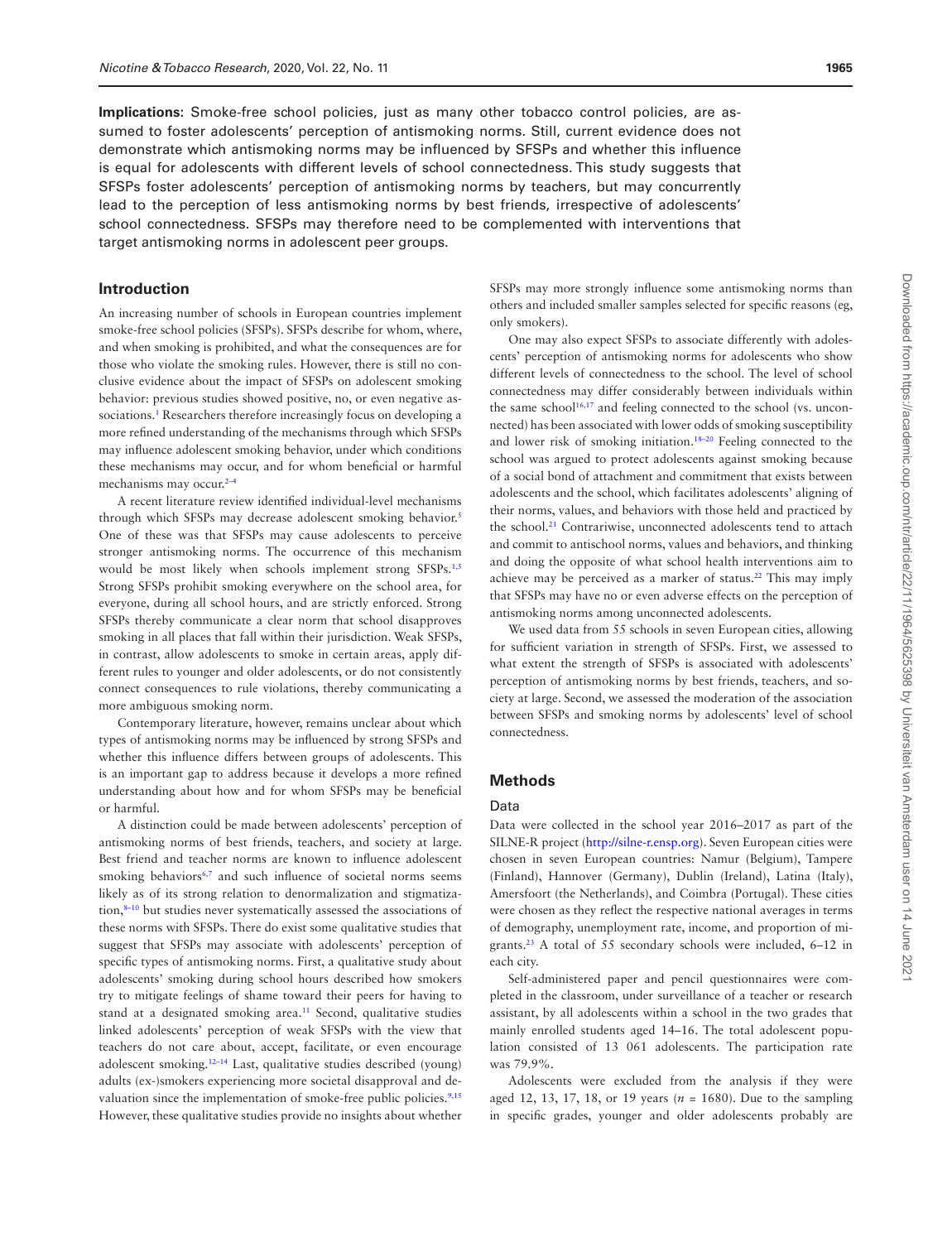**Implications**: Smoke-free school policies, just as many other tobacco control policies, are assumed to foster adolescents' perception of antismoking norms. Still, current evidence does not demonstrate which antismoking norms may be influenced by SFSPs and whether this influence is equal for adolescents with different levels of school connectedness. This study suggests that SFSPs foster adolescents' perception of antismoking norms by teachers, but may concurrently lead to the perception of less antismoking norms by best friends, irrespective of adolescents' school connectedness. SFSPs may therefore need to be complemented with interventions that target antismoking norms in adolescent peer groups.

## Introduction

An increasing number of schools in European countries implement smoke-free school policies (SFSPs). SFSPs describe for whom, where, and when smoking is prohibited, and what the consequences are for those who violate the smoking rules. However, there is still no conclusive evidence about the impact of SFSPs on adolescent smoking behavior: previous studies showed positive, no, or even negative associations.[1] Researchers therefore increasingly focus on developing a more refined understanding of the mechanisms through which SFSPs may influence adolescent smoking behavior, under which conditions these mechanisms may occur, and for whom beneficial or harmful mechanisms may occur.[2–4]

A recent literature review identified individual-level mechanisms through which SFSPs may decrease adolescent smoking behavior.[5] One of these was that SFSPs may cause adolescents to perceive stronger antismoking norms. The occurrence of this mechanism would be most likely when schools implement strong SFSPs.[1,5] Strong SFSPs prohibit smoking everywhere on the school area, for everyone, during all school hours, and are strictly enforced. Strong SFSPs thereby communicate a clear norm that school disapproves smoking in all places that fall within their jurisdiction. Weak SFSPs, in contrast, allow adolescents to smoke in certain areas, apply different rules to younger and older adolescents, or do not consistently connect consequences to rule violations, thereby communicating a more ambiguous smoking norm.

Contemporary literature, however, remains unclear about which types of antismoking norms may be influenced by strong SFSPs and whether this influence differs between groups of adolescents. This is an important gap to address because it develops a more refined understanding about how and for whom SFSPs may be beneficial or harmful.

A distinction could be made between adolescents' perception of antismoking norms of best friends, teachers, and society at large. Best friend and teacher norms are known to influence adolescent smoking behaviors[6,7] and such influence of societal norms seems likely as of its strong relation to denormalization and stigmatization,[8–10] but studies never systematically assessed the associations of these norms with SFSPs. There do exist some qualitative studies that suggest that SFSPs may associate with adolescents' perception of specific types of antismoking norms. First, a qualitative study about adolescents' smoking during school hours described how smokers try to mitigate feelings of shame toward their peers for having to stand at a designated smoking area.[11] Second, qualitative studies linked adolescents' perception of weak SFSPs with the view that teachers do not care about, accept, facilitate, or even encourage adolescent smoking.[12–14] Last, qualitative studies described (young) adults (ex-)smokers experiencing more societal disapproval and devaluation since the implementation of smoke-free public policies.[9,15] However, these qualitative studies provide no insights about whether SFSPs may more strongly influence some antismoking norms than others and included smaller samples selected for specific reasons (eg, only smokers).

One may also expect SFSPs to associate differently with adolescents' perception of antismoking norms for adolescents who show different levels of connectedness to the school. The level of school connectedness may differ considerably between individuals within the same school[16,17] and feeling connected to the school (vs. unconnected) has been associated with lower odds of smoking susceptibility and lower risk of smoking initiation.[18–20] Feeling connected to the school was argued to protect adolescents against smoking because of a social bond of attachment and commitment that exists between adolescents and the school, which facilitates adolescents' aligning of their norms, values, and behaviors with those held and practiced by the school.[21] Contrariwise, unconnected adolescents tend to attach and commit to antischool norms, values and behaviors, and thinking and doing the opposite of what school health interventions aim to achieve may be perceived as a marker of status.[22] This may imply that SFSPs may have no or even adverse effects on the perception of antismoking norms among unconnected adolescents.

We used data from 55 schools in seven European cities, allowing for sufficient variation in strength of SFSPs. First, we assessed to what extent the strength of SFSPs is associated with adolescents' perception of antismoking norms by best friends, teachers, and society at large. Second, we assessed the moderation of the association between SFSPs and smoking norms by adolescents' level of school connectedness.

## Methods

### Data

Data were collected in the school year 2016–2017 as part of the SILNE-R project (http://silne-r.ensp.org). Seven European cities were chosen in seven European countries: Namur (Belgium), Tampere (Finland), Hannover (Germany), Dublin (Ireland), Latina (Italy), Amersfoort (the Netherlands), and Coimbra (Portugal). These cities were chosen as they reflect the respective national averages in terms of demography, unemployment rate, income, and proportion of migrants.[23] A total of 55 secondary schools were included, 6–12 in each city.

Self-administered paper and pencil questionnaires were completed in the classroom, under surveillance of a teacher or research assistant, by all adolescents within a school in the two grades that mainly enrolled students aged 14–16. The total adolescent population consisted of 13 061 adolescents. The participation rate was 79.9%.

Adolescents were excluded from the analysis if they were aged 12, 13, 17, 18, or 19 years ($n$ = 1680). Due to the sampling in specific grades, younger and older adolescents probably are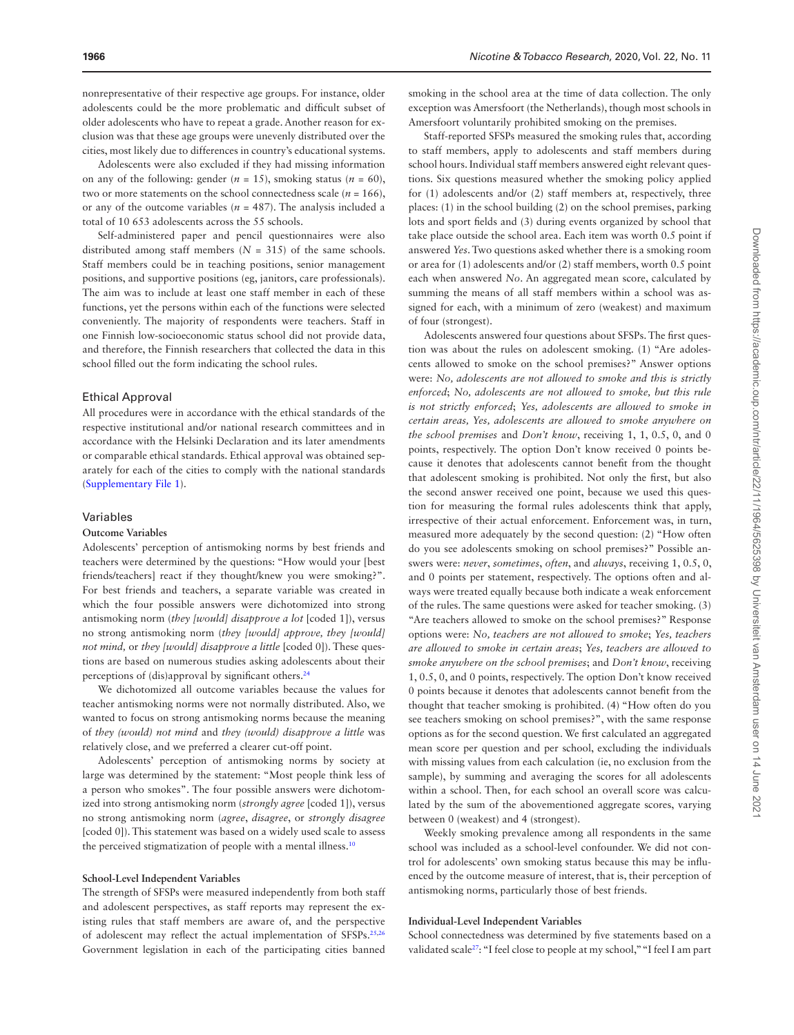nonrepresentative of their respective age groups. For instance, older adolescents could be the more problematic and difficult subset of older adolescents who have to repeat a grade. Another reason for exclusion was that these age groups were unevenly distributed over the cities, most likely due to differences in country's educational systems.

Adolescents were also excluded if they had missing information on any of the following: gender ($n$ = 15), smoking status ($n$ = 60), two or more statements on the school connectedness scale ($n$ = 166), or any of the outcome variables ($n$ = 487). The analysis included a total of 10 653 adolescents across the 55 schools.

Self-administered paper and pencil questionnaires were also distributed among staff members ($N$ = 315) of the same schools. Staff members could be in teaching positions, senior management positions, and supportive positions (eg, janitors, care professionals). The aim was to include at least one staff member in each of these functions, yet the persons within each of the functions were selected conveniently. The majority of respondents were teachers. Staff in one Finnish low-socioeconomic status school did not provide data, and therefore, the Finnish researchers that collected the data in this school filled out the form indicating the school rules.

## Ethical Approval

All procedures were in accordance with the ethical standards of the respective institutional and/or national research committees and in accordance with the Helsinki Declaration and its later amendments or comparable ethical standards. Ethical approval was obtained separately for each of the cities to comply with the national standards (Supplementary File 1).

## Variables

### Outcome Variables

Adolescents' perception of antismoking norms by best friends and teachers were determined by the questions: "How would your [best friends/teachers] react if they thought/knew you were smoking?". For best friends and teachers, a separate variable was created in which the four possible answers were dichotomized into strong antismoking norm (*they [would] disapprove a lot* [coded 1]), versus no strong antismoking norm (*they [would] approve, they [would] not mind,* or *they [would] disapprove a little* [coded 0]). These questions are based on numerous studies asking adolescents about their perceptions of (dis)approval by significant others.[24]

We dichotomized all outcome variables because the values for teacher antismoking norms were not normally distributed. Also, we wanted to focus on strong antismoking norms because the meaning of *they (would) not mind* and *they (would) disapprove a little* was relatively close, and we preferred a clearer cut-off point.

Adolescents' perception of antismoking norms by society at large was determined by the statement: "Most people think less of a person who smokes". The four possible answers were dichotomized into strong antismoking norm (*strongly agree* [coded 1]), versus no strong antismoking norm (*agree*, *disagree*, or *strongly disagree* [coded 0]). This statement was based on a widely used scale to assess the perceived stigmatization of people with a mental illness.[10]

### School-Level Independent Variables

The strength of SFSPs were measured independently from both staff and adolescent perspectives, as staff reports may represent the existing rules that staff members are aware of, and the perspective of adolescent may reflect the actual implementation of SFSPs.[25,26] Government legislation in each of the participating cities banned smoking in the school area at the time of data collection. The only exception was Amersfoort (the Netherlands), though most schools in Amersfoort voluntarily prohibited smoking on the premises.

Staff-reported SFSPs measured the smoking rules that, according to staff members, apply to adolescents and staff members during school hours. Individual staff members answered eight relevant questions. Six questions measured whether the smoking policy applied for (1) adolescents and/or (2) staff members at, respectively, three places: (1) in the school building (2) on the school premises, parking lots and sport fields and (3) during events organized by school that take place outside the school area. Each item was worth 0.5 point if answered *Yes*. Two questions asked whether there is a smoking room or area for (1) adolescents and/or (2) staff members, worth 0.5 point each when answered *No*. An aggregated mean score, calculated by summing the means of all staff members within a school was assigned for each, with a minimum of zero (weakest) and maximum of four (strongest).

Adolescents answered four questions about SFSPs. The first question was about the rules on adolescent smoking. (1) "Are adolescents allowed to smoke on the school premises?" Answer options were: *No, adolescents are not allowed to smoke and this is strictly enforced*; *No, adolescents are not allowed to smoke, but this rule is not strictly enforced*; *Yes, adolescents are allowed to smoke in certain areas, Yes, adolescents are allowed to smoke anywhere on the school premises* and *Don't know*, receiving 1, 1, 0.5, 0, and 0 points, respectively. The option Don't know received 0 points because it denotes that adolescents cannot benefit from the thought that adolescent smoking is prohibited. Not only the first, but also the second answer received one point, because we used this question for measuring the formal rules adolescents think that apply, irrespective of their actual enforcement. Enforcement was, in turn, measured more adequately by the second question: (2) "How often do you see adolescents smoking on school premises?" Possible answers were: *never*, *sometimes*, *often*, and *always*, receiving 1, 0.5, 0, and 0 points per statement, respectively. The options often and always were treated equally because both indicate a weak enforcement of the rules. The same questions were asked for teacher smoking. (3) "Are teachers allowed to smoke on the school premises?" Response options were: *No, teachers are not allowed to smoke*; *Yes, teachers are allowed to smoke in certain areas*; *Yes, teachers are allowed to smoke anywhere on the school premises*; and *Don't know*, receiving 1, 0.5, 0, and 0 points, respectively. The option Don't know received 0 points because it denotes that adolescents cannot benefit from the thought that teacher smoking is prohibited. (4) "How often do you see teachers smoking on school premises?", with the same response options as for the second question. We first calculated an aggregated mean score per question and per school, excluding the individuals with missing values from each calculation (ie, no exclusion from the sample), by summing and averaging the scores for all adolescents within a school. Then, for each school an overall score was calculated by the sum of the abovementioned aggregate scores, varying between 0 (weakest) and 4 (strongest).

Weekly smoking prevalence among all respondents in the same school was included as a school-level confounder. We did not control for adolescents' own smoking status because this may be influenced by the outcome measure of interest, that is, their perception of antismoking norms, particularly those of best friends.

### Individual-Level Independent Variables

School connectedness was determined by five statements based on a validated scale[27]: "I feel close to people at my school," "I feel I am part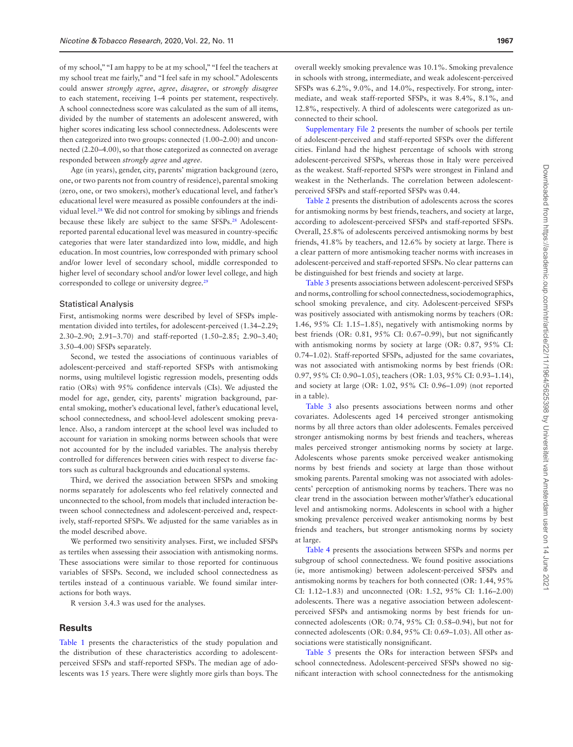of my school," "I am happy to be at my school," "I feel the teachers at my school treat me fairly," and "I feel safe in my school." Adolescents could answer *strongly agree*, *agree*, *disagree*, or *strongly disagree* to each statement, receiving 1–4 points per statement, respectively. A school connectedness score was calculated as the sum of all items, divided by the number of statements an adolescent answered, with higher scores indicating less school connectedness. Adolescents were then categorized into two groups: connected (1.00–2.00) and unconnected (2.20–4.00), so that those categorized as connected on average responded between *strongly agree* and *agree*.

Age (in years), gender, city, parents' migration background (zero, one, or two parents not from country of residence), parental smoking (zero, one, or two smokers), mother's educational level, and father's educational level were measured as possible confounders at the individual level.[28] We did not control for smoking by siblings and friends because these likely are subject to the same SFSPs.[28] Adolescent-reported parental educational level was measured in country-specific categories that were later standardized into low, middle, and high education. In most countries, low corresponded with primary school and/or lower level of secondary school, middle corresponded to higher level of secondary school and/or lower level college, and high corresponded to college or university degree.[29]

### Statistical Analysis

First, antismoking norms were described by level of SFSPs implementation divided into tertiles, for adolescent-perceived (1.34–2.29; 2.30–2.90; 2.91–3.70) and staff-reported (1.50–2.85; 2.90–3.40; 3.50–4.00) SFSPs separately.

Second, we tested the associations of continuous variables of adolescent-perceived and staff-reported SFSPs with antismoking norms, using multilevel logistic regression models, presenting odds ratio (ORs) with 95% confidence intervals (CIs). We adjusted the model for age, gender, city, parents' migration background, parental smoking, mother's educational level, father's educational level, school connectedness, and school-level adolescent smoking prevalence. Also, a random intercept at the school level was included to account for variation in smoking norms between schools that were not accounted for by the included variables. The analysis thereby controlled for differences between cities with respect to diverse factors such as cultural backgrounds and educational systems.

Third, we derived the association between SFSPs and smoking norms separately for adolescents who feel relatively connected and unconnected to the school, from models that included interaction between school connectedness and adolescent-perceived and, respectively, staff-reported SFSPs. We adjusted for the same variables as in the model described above.

We performed two sensitivity analyses. First, we included SFSPs as tertiles when assessing their association with antismoking norms. These associations were similar to those reported for continuous variables of SFSPs. Second, we included school connectedness as tertiles instead of a continuous variable. We found similar interactions for both ways.

R version 3.4.3 was used for the analyses.

## Results

Table 1 presents the characteristics of the study population and the distribution of these characteristics according to adolescent-perceived SFSPs and staff-reported SFSPs. The median age of adolescents was 15 years. There were slightly more girls than boys. The overall weekly smoking prevalence was 10.1%. Smoking prevalence in schools with strong, intermediate, and weak adolescent-perceived SFSPs was 6.2%, 9.0%, and 14.0%, respectively. For strong, intermediate, and weak staff-reported SFSPs, it was 8.4%, 8.1%, and 12.8%, respectively. A third of adolescents were categorized as unconnected to their school.

Supplementary File 2 presents the number of schools per tertile of adolescent-perceived and staff-reported SFSPs over the different cities. Finland had the highest percentage of schools with strong adolescent-perceived SFSPs, whereas those in Italy were perceived as the weakest. Staff-reported SFSPs were strongest in Finland and weakest in the Netherlands. The correlation between adolescent-perceived SFSPs and staff-reported SFSPs was 0.44.

Table 2 presents the distribution of adolescents across the scores for antismoking norms by best friends, teachers, and society at large, according to adolescent-perceived SFSPs and staff-reported SFSPs. Overall, 25.8% of adolescents perceived antismoking norms by best friends, 41.8% by teachers, and 12.6% by society at large. There is a clear pattern of more antismoking teacher norms with increases in adolescent-perceived and staff-reported SFSPs. No clear patterns can be distinguished for best friends and society at large.

Table 3 presents associations between adolescent-perceived SFSPs and norms, controlling for school connectedness, sociodemographics, school smoking prevalence, and city. Adolescent-perceived SFSPs was positively associated with antismoking norms by teachers (OR: 1.46, 95% CI: 1.15–1.85), negatively with antismoking norms by best friends (OR: 0.81, 95% CI: 0.67–0.99), but not significantly with antismoking norms by society at large (OR: 0.87, 95% CI: 0.74–1.02). Staff-reported SFSPs, adjusted for the same covariates, was not associated with antismoking norms by best friends (OR: 0.97, 95% CI: 0.90–1.05), teachers (OR: 1.03, 95% CI: 0.93–1.14), and society at large (OR: 1.02, 95% CI: 0.96–1.09) (not reported in a table).

Table 3 also presents associations between norms and other covariates. Adolescents aged 14 perceived stronger antismoking norms by all three actors than older adolescents. Females perceived stronger antismoking norms by best friends and teachers, whereas males perceived stronger antismoking norms by society at large. Adolescents whose parents smoke perceived weaker antismoking norms by best friends and society at large than those without smoking parents. Parental smoking was not associated with adolescents' perception of antismoking norms by teachers. There was no clear trend in the association between mother's/father's educational level and antismoking norms. Adolescents in school with a higher smoking prevalence perceived weaker antismoking norms by best friends and teachers, but stronger antismoking norms by society at large.

Table 4 presents the associations between SFSPs and norms per subgroup of school connectedness. We found positive associations (ie, more antismoking) between adolescent-perceived SFSPs and antismoking norms by teachers for both connected (OR: 1.44, 95% CI: 1.12–1.83) and unconnected (OR: 1.52, 95% CI: 1.16–2.00) adolescents. There was a negative association between adolescent-perceived SFSPs and antismoking norms by best friends for unconnected adolescents (OR: 0.74, 95% CI: 0.58–0.94), but not for connected adolescents (OR: 0.84, 95% CI: 0.69–1.03). All other associations were statistically nonsignificant.

Table 5 presents the ORs for interaction between SFSPs and school connectedness. Adolescent-perceived SFSPs showed no significant interaction with school connectedness for the antismoking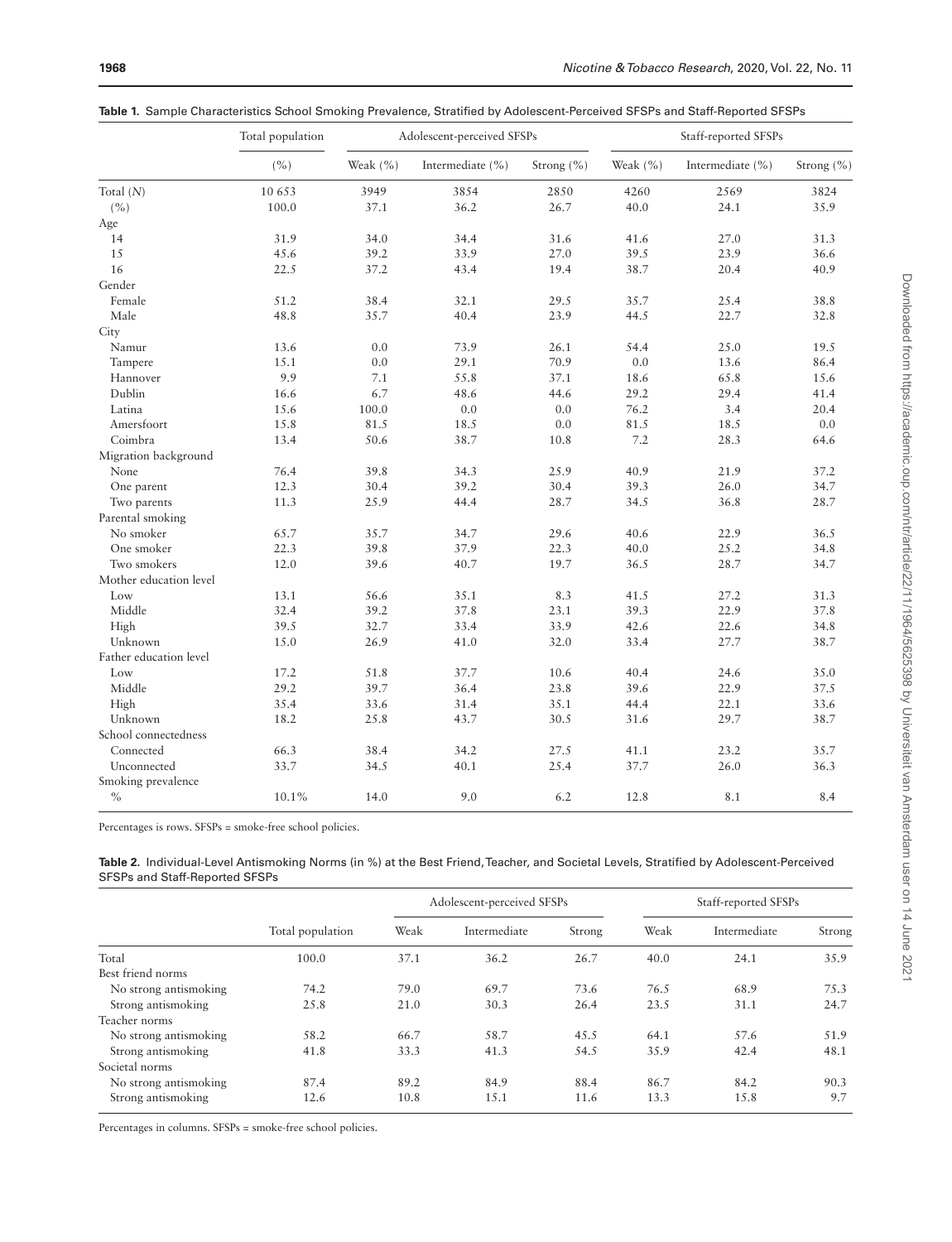**Table 1.** Sample Characteristics School Smoking Prevalence, Stratified by Adolescent-Perceived SFSPs and Staff-Reported SFSPs

| | Total population | Adolescent-perceived SFSPs | | | Staff-reported SFSPs | | |
|---|---|---|---|---|---|---|---|
| | (%) | Weak (%) | Intermediate (%) | Strong (%) | Weak (%) | Intermediate (%) | Strong (%) |
| Total (*N*) | 10 653 | 3949 | 3854 | 2850 | 4260 | 2569 | 3824 |
| (%) | 100.0 | 37.1 | 36.2 | 26.7 | 40.0 | 24.1 | 35.9 |
| Age | | | | | | | |
| 14 | 31.9 | 34.0 | 34.4 | 31.6 | 41.6 | 27.0 | 31.3 |
| 15 | 45.6 | 39.2 | 33.9 | 27.0 | 39.5 | 23.9 | 36.6 |
| 16 | 22.5 | 37.2 | 43.4 | 19.4 | 38.7 | 20.4 | 40.9 |
| Gender | | | | | | | |
| Female | 51.2 | 38.4 | 32.1 | 29.5 | 35.7 | 25.4 | 38.8 |
| Male | 48.8 | 35.7 | 40.4 | 23.9 | 44.5 | 22.7 | 32.8 |
| City | | | | | | | |
| Namur | 13.6 | 0.0 | 73.9 | 26.1 | 54.4 | 25.0 | 19.5 |
| Tampere | 15.1 | 0.0 | 29.1 | 70.9 | 0.0 | 13.6 | 86.4 |
| Hannover | 9.9 | 7.1 | 55.8 | 37.1 | 18.6 | 65.8 | 15.6 |
| Dublin | 16.6 | 6.7 | 48.6 | 44.6 | 29.2 | 29.4 | 41.4 |
| Latina | 15.6 | 100.0 | 0.0 | 0.0 | 76.2 | 3.4 | 20.4 |
| Amersfoort | 15.8 | 81.5 | 18.5 | 0.0 | 81.5 | 18.5 | 0.0 |
| Coimbra | 13.4 | 50.6 | 38.7 | 10.8 | 7.2 | 28.3 | 64.6 |
| Migration background | | | | | | | |
| None | 76.4 | 39.8 | 34.3 | 25.9 | 40.9 | 21.9 | 37.2 |
| One parent | 12.3 | 30.4 | 39.2 | 30.4 | 39.3 | 26.0 | 34.7 |
| Two parents | 11.3 | 25.9 | 44.4 | 28.7 | 34.5 | 36.8 | 28.7 |
| Parental smoking | | | | | | | |
| No smoker | 65.7 | 35.7 | 34.7 | 29.6 | 40.6 | 22.9 | 36.5 |
| One smoker | 22.3 | 39.8 | 37.9 | 22.3 | 40.0 | 25.2 | 34.8 |
| Two smokers | 12.0 | 39.6 | 40.7 | 19.7 | 36.5 | 28.7 | 34.7 |
| Mother education level | | | | | | | |
| Low | 13.1 | 56.6 | 35.1 | 8.3 | 41.5 | 27.2 | 31.3 |
| Middle | 32.4 | 39.2 | 37.8 | 23.1 | 39.3 | 22.9 | 37.8 |
| High | 39.5 | 32.7 | 33.4 | 33.9 | 42.6 | 22.6 | 34.8 |
| Unknown | 15.0 | 26.9 | 41.0 | 32.0 | 33.4 | 27.7 | 38.7 |
| Father education level | | | | | | | |
| Low | 17.2 | 51.8 | 37.7 | 10.6 | 40.4 | 24.6 | 35.0 |
| Middle | 29.2 | 39.7 | 36.4 | 23.8 | 39.6 | 22.9 | 37.5 |
| High | 35.4 | 33.6 | 31.4 | 35.1 | 44.4 | 22.1 | 33.6 |
| Unknown | 18.2 | 25.8 | 43.7 | 30.5 | 31.6 | 29.7 | 38.7 |
| School connectedness | | | | | | | |
| Connected | 66.3 | 38.4 | 34.2 | 27.5 | 41.1 | 23.2 | 35.7 |
| Unconnected | 33.7 | 34.5 | 40.1 | 25.4 | 37.7 | 26.0 | 36.3 |
| Smoking prevalence | | | | | | | |
| % | 10.1% | 14.0 | 9.0 | 6.2 | 12.8 | 8.1 | 8.4 |

Percentages is rows. SFSPs = smoke-free school policies.

**Table 2.** Individual-Level Antismoking Norms (in %) at the Best Friend, Teacher, and Societal Levels, Stratified by Adolescent-Perceived SFSPs and Staff-Reported SFSPs

| | | Adolescent-perceived SFSPs | | | Staff-reported SFSPs | | |
|---|---|---|---|---|---|---|---|
| | Total population | Weak | Intermediate | Strong | Weak | Intermediate | Strong |
| Total | 100.0 | 37.1 | 36.2 | 26.7 | 40.0 | 24.1 | 35.9 |
| Best friend norms | | | | | | | |
| No strong antismoking | 74.2 | 79.0 | 69.7 | 73.6 | 76.5 | 68.9 | 75.3 |
| Strong antismoking | 25.8 | 21.0 | 30.3 | 26.4 | 23.5 | 31.1 | 24.7 |
| Teacher norms | | | | | | | |
| No strong antismoking | 58.2 | 66.7 | 58.7 | 45.5 | 64.1 | 57.6 | 51.9 |
| Strong antismoking | 41.8 | 33.3 | 41.3 | 54.5 | 35.9 | 42.4 | 48.1 |
| Societal norms | | | | | | | |
| No strong antismoking | 87.4 | 89.2 | 84.9 | 88.4 | 86.7 | 84.2 | 90.3 |
| Strong antismoking | 12.6 | 10.8 | 15.1 | 11.6 | 13.3 | 15.8 | 9.7 |

Percentages in columns. SFSPs = smoke-free school policies.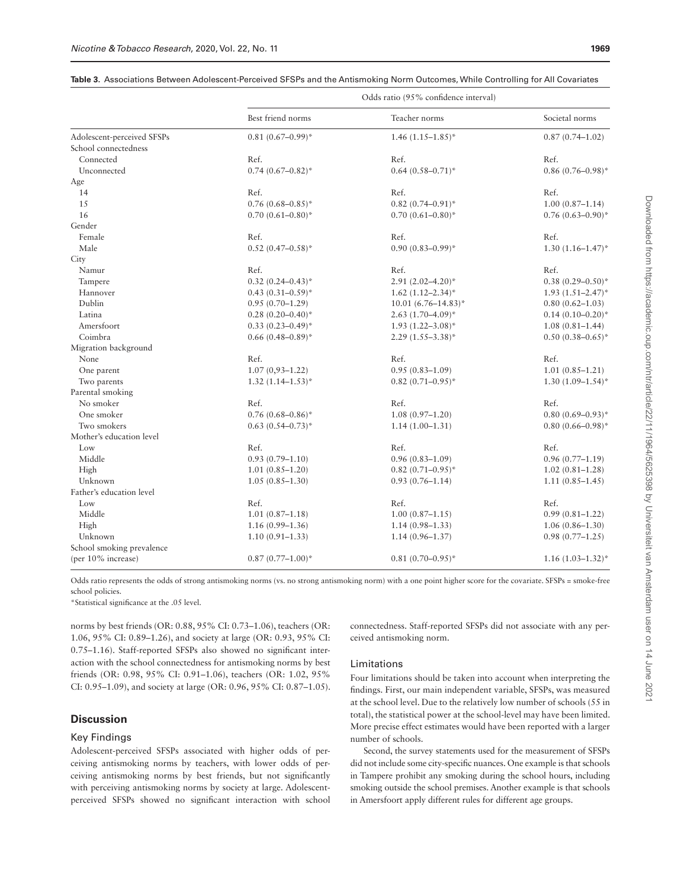**Table 3.** Associations Between Adolescent-Perceived SFSPs and the Antismoking Norm Outcomes, While Controlling for All Covariates

| | Odds ratio (95% confidence interval) | | |
|---|---|---|---|
| | Best friend norms | Teacher norms | Societal norms |
| Adolescent-perceived SFSPs | 0.81 (0.67–0.99)* | 1.46 (1.15–1.85)* | 0.87 (0.74–1.02) |
| School connectedness | | | |
| Connected | Ref. | Ref. | Ref. |
| Unconnected | 0.74 (0.67–0.82)* | 0.64 (0.58–0.71)* | 0.86 (0.76–0.98)* |
| Age | | | |
| 14 | Ref. | Ref. | Ref. |
| 15 | 0.76 (0.68–0.85)* | 0.82 (0.74–0.91)* | 1.00 (0.87–1.14) |
| 16 | 0.70 (0.61–0.80)* | 0.70 (0.61–0.80)* | 0.76 (0.63–0.90)* |
| Gender | | | |
| Female | Ref. | Ref. | Ref. |
| Male | 0.52 (0.47–0.58)* | 0.90 (0.83–0.99)* | 1.30 (1.16–1.47)* |
| City | | | |
| Namur | Ref. | Ref. | Ref. |
| Tampere | 0.32 (0.24–0.43)* | 2.91 (2.02–4.20)* | 0.38 (0.29–0.50)* |
| Hannover | 0.43 (0.31–0.59)* | 1.62 (1.12–2.34)* | 1.93 (1.51–2.47)* |
| Dublin | 0.95 (0.70–1.29) | 10.01 (6.76–14.83)* | 0.80 (0.62–1.03) |
| Latina | 0.28 (0.20–0.40)* | 2.63 (1.70–4.09)* | 0.14 (0.10–0.20)* |
| Amersfoort | 0.33 (0.23–0.49)* | 1.93 (1.22–3.08)* | 1.08 (0.81–1.44) |
| Coimbra | 0.66 (0.48–0.89)* | 2.29 (1.55–3.38)* | 0.50 (0.38–0.65)* |
| Migration background | | | |
| None | Ref. | Ref. | Ref. |
| One parent | 1.07 (0,93–1.22) | 0.95 (0.83–1.09) | 1.01 (0.85–1.21) |
| Two parents | 1.32 (1.14–1.53)* | 0.82 (0.71–0.95)* | 1.30 (1.09–1.54)* |
| Parental smoking | | | |
| No smoker | Ref. | Ref. | Ref. |
| One smoker | 0.76 (0.68–0.86)* | 1.08 (0.97–1.20) | 0.80 (0.69–0.93)* |
| Two smokers | 0.63 (0.54–0.73)* | 1.14 (1.00–1.31) | 0.80 (0.66–0.98)* |
| Mother's education level | | | |
| Low | Ref. | Ref. | Ref. |
| Middle | 0.93 (0.79–1.10) | 0.96 (0.83–1.09) | 0.96 (0.77–1.19) |
| High | 1.01 (0.85–1.20) | 0.82 (0.71–0.95)* | 1.02 (0.81–1.28) |
| Unknown | 1.05 (0.85–1.30) | 0.93 (0.76–1.14) | 1.11 (0.85–1.45) |
| Father's education level | | | |
| Low | Ref. | Ref. | Ref. |
| Middle | 1.01 (0.87–1.18) | 1.00 (0.87–1.15) | 0.99 (0.81–1.22) |
| High | 1.16 (0.99–1.36) | 1.14 (0.98–1.33) | 1.06 (0.86–1.30) |
| Unknown | 1.10 (0.91–1.33) | 1.14 (0.96–1.37) | 0.98 (0.77–1.25) |
| School smoking prevalence (per 10% increase) | 0.87 (0.77–1.00)* | 0.81 (0.70–0.95)* | 1.16 (1.03–1.32)* |

Odds ratio represents the odds of strong antismoking norms (vs. no strong antismoking norm) with a one point higher score for the covariate. SFSPs = smoke-free school policies.

*Statistical significance at the .05 level.

norms by best friends (OR: 0.88, 95% CI: 0.73–1.06), teachers (OR: 1.06, 95% CI: 0.89–1.26), and society at large (OR: 0.93, 95% CI: 0.75–1.16). Staff-reported SFSPs also showed no significant interaction with the school connectedness for antismoking norms by best friends (OR: 0.98, 95% CI: 0.91–1.06), teachers (OR: 1.02, 95% CI: 0.95–1.09), and society at large (OR: 0.96, 95% CI: 0.87–1.05).

## Discussion

### Key Findings

Adolescent-perceived SFSPs associated with higher odds of perceiving antismoking norms by teachers, with lower odds of perceiving antismoking norms by best friends, but not significantly with perceiving antismoking norms by society at large. Adolescent-perceived SFSPs showed no significant interaction with school connectedness. Staff-reported SFSPs did not associate with any perceived antismoking norm.

### Limitations

Four limitations should be taken into account when interpreting the findings. First, our main independent variable, SFSPs, was measured at the school level. Due to the relatively low number of schools (55 in total), the statistical power at the school-level may have been limited. More precise effect estimates would have been reported with a larger number of schools.

Second, the survey statements used for the measurement of SFSPs did not include some city-specific nuances. One example is that schools in Tampere prohibit any smoking during the school hours, including smoking outside the school premises. Another example is that schools in Amersfoort apply different rules for different age groups.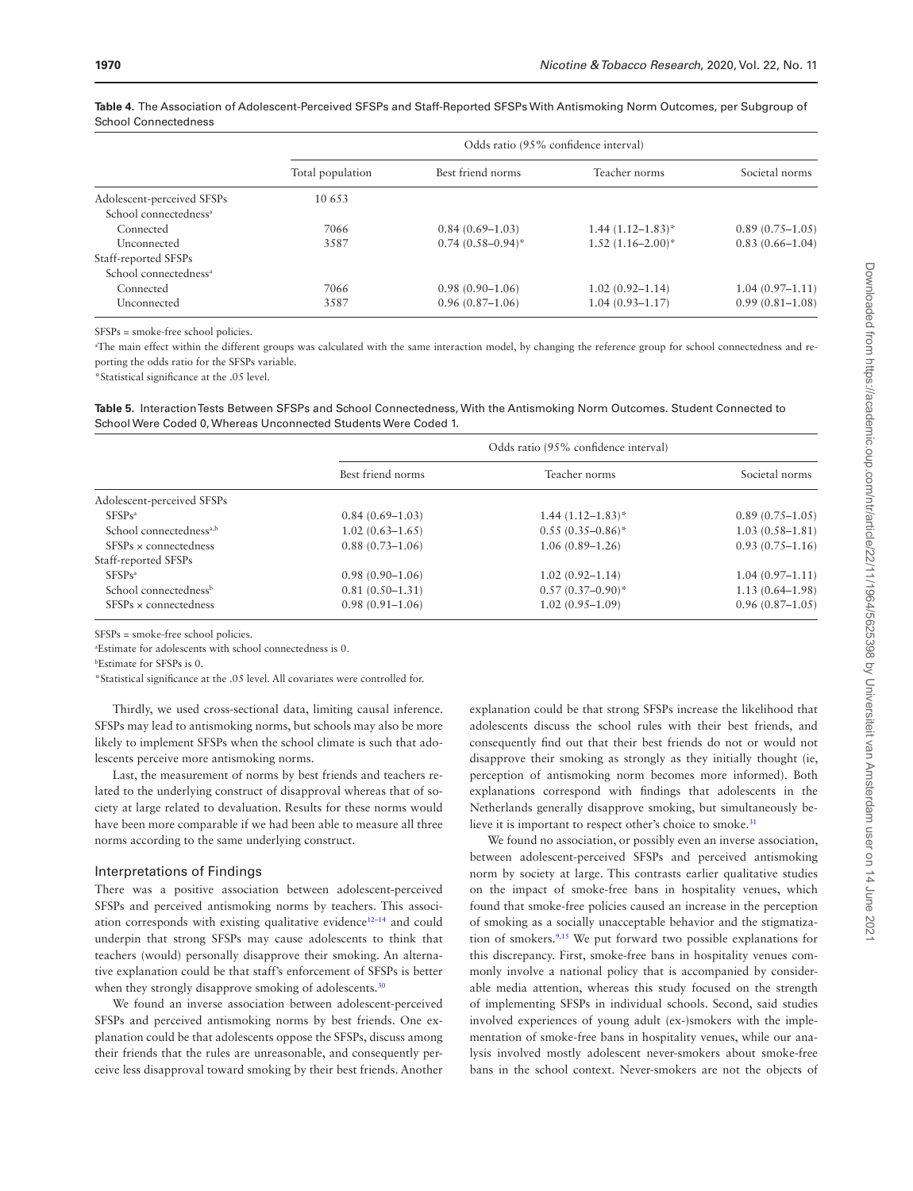**Table 4.** The Association of Adolescent-Perceived SFSPs and Staff-Reported SFSPs With Antismoking Norm Outcomes, per Subgroup of School Connectedness

| | Odds ratio (95% confidence interval) | | | |
|---|---|---|---|---|
| | Total population | Best friend norms | Teacher norms | Societal norms |
| Adolescent-perceived SFSPs | 10 653 | | | |
| School connectedness[a] | | | | |
| Connected | 7066 | 0.84 (0.69–1.03) | 1.44 (1.12–1.83)* | 0.89 (0.75–1.05) |
| Unconnected | 3587 | 0.74 (0.58–0.94)* | 1.52 (1.16–2.00)* | 0.83 (0.66–1.04) |
| Staff-reported SFSPs | | | | |
| School connectedness[a] | | | | |
| Connected | 7066 | 0.98 (0.90–1.06) | 1.02 (0.92–1.14) | 1.04 (0.97–1.11) |
| Unconnected | 3587 | 0.96 (0.87–1.06) | 1.04 (0.93–1.17) | 0.99 (0.81–1.08) |

SFSPs = smoke-free school policies.

[a]The main effect within the different groups was calculated with the same interaction model, by changing the reference group for school connectedness and reporting the odds ratio for the SFSPs variable.

*Statistical significance at the .05 level.

**Table 5.** Interaction Tests Between SFSPs and School Connectedness, With the Antismoking Norm Outcomes. Student Connected to School Were Coded 0, Whereas Unconnected Students Were Coded 1.

| | Odds ratio (95% confidence interval) | | |
|---|---|---|---|
| | Best friend norms | Teacher norms | Societal norms |
| Adolescent-perceived SFSPs | | | |
| SFSPs[a] | 0.84 (0.69–1.03) | 1.44 (1.12–1.83)* | 0.89 (0.75–1.05) |
| School connectedness[a,b] | 1.02 (0.63–1.65) | 0.55 (0.35–0.86)* | 1.03 (0.58–1.81) |
| SFSPs × connectedness | 0.88 (0.73–1.06) | 1.06 (0.89–1.26) | 0.93 (0.75–1.16) |
| Staff-reported SFSPs | | | |
| SFSPs[a] | 0.98 (0.90–1.06) | 1.02 (0.92–1.14) | 1.04 (0.97–1.11) |
| School connectedness[b] | 0.81 (0.50–1.31) | 0.57 (0.37–0.90)* | 1.13 (0.64–1.98) |
| SFSPs × connectedness | 0.98 (0.91–1.06) | 1.02 (0.95–1.09) | 0.96 (0.87–1.05) |

SFSPs = smoke-free school policies.

[a]Estimate for adolescents with school connectedness is 0.

[b]Estimate for SFSPs is 0.

*Statistical significance at the .05 level. All covariates were controlled for.

Thirdly, we used cross-sectional data, limiting causal inference. SFSPs may lead to antismoking norms, but schools may also be more likely to implement SFSPs when the school climate is such that adolescents perceive more antismoking norms.

Last, the measurement of norms by best friends and teachers related to the underlying construct of disapproval whereas that of society at large related to devaluation. Results for these norms would have been more comparable if we had been able to measure all three norms according to the same underlying construct.

### Interpretations of Findings

There was a positive association between adolescent-perceived SFSPs and perceived antismoking norms by teachers. This association corresponds with existing qualitative evidence[12–14] and could underpin that strong SFSPs may cause adolescents to think that teachers (would) personally disapprove their smoking. An alternative explanation could be that staff's enforcement of SFSPs is better when they strongly disapprove smoking of adolescents.[30]

We found an inverse association between adolescent-perceived SFSPs and perceived antismoking norms by best friends. One explanation could be that adolescents oppose the SFSPs, discuss among their friends that the rules are unreasonable, and consequently perceive less disapproval toward smoking by their best friends. Another explanation could be that strong SFSPs increase the likelihood that adolescents discuss the school rules with their best friends, and consequently find out that their best friends do not or would not disapprove their smoking as strongly as they initially thought (ie, perception of antismoking norm becomes more informed). Both explanations correspond with findings that adolescents in the Netherlands generally disapprove smoking, but simultaneously believe it is important to respect other's choice to smoke.[31]

We found no association, or possibly even an inverse association, between adolescent-perceived SFSPs and perceived antismoking norm by society at large. This contrasts earlier qualitative studies on the impact of smoke-free bans in hospitality venues, which found that smoke-free policies caused an increase in the perception of smoking as a socially unacceptable behavior and the stigmatization of smokers.[9,15] We put forward two possible explanations for this discrepancy. First, smoke-free bans in hospitality venues commonly involve a national policy that is accompanied by considerable media attention, whereas this study focused on the strength of implementing SFSPs in individual schools. Second, said studies involved experiences of young adult (ex-)smokers with the implementation of smoke-free bans in hospitality venues, while our analysis involved mostly adolescent never-smokers about smoke-free bans in the school context. Never-smokers are not the objects of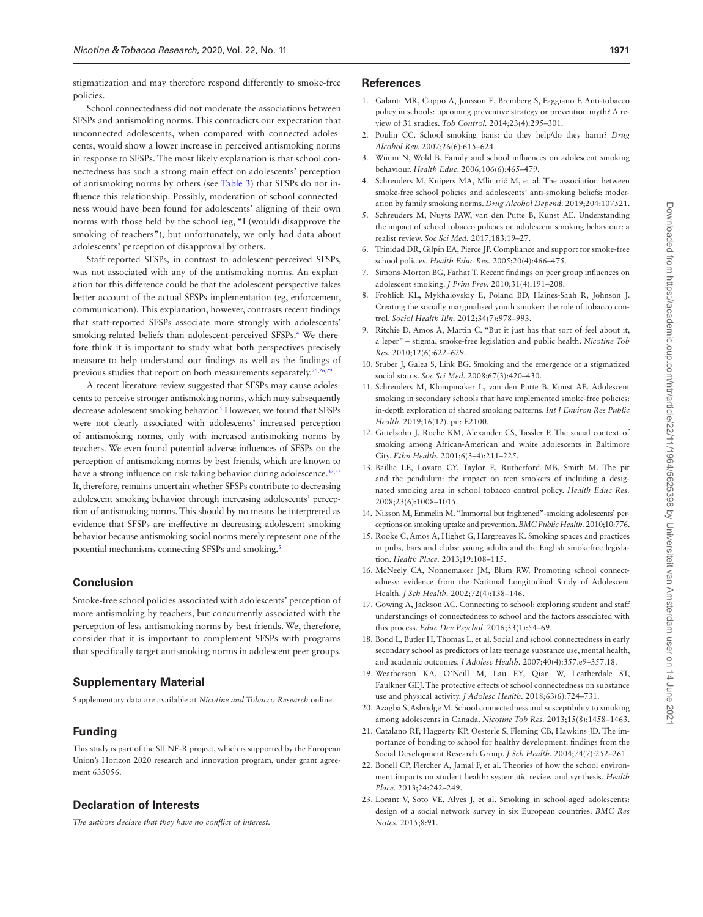stigmatization and may therefore respond differently to smoke-free policies.

School connectedness did not moderate the associations between SFSPs and antismoking norms. This contradicts our expectation that unconnected adolescents, when compared with connected adolescents, would show a lower increase in perceived antismoking norms in response to SFSPs. The most likely explanation is that school connectedness has such a strong main effect on adolescents' perception of antismoking norms by others (see Table 3) that SFSPs do not influence this relationship. Possibly, moderation of school connectedness would have been found for adolescents' aligning of their own norms with those held by the school (eg, "I (would) disapprove the smoking of teachers"), but unfortunately, we only had data about adolescents' perception of disapproval by others.

Staff-reported SFSPs, in contrast to adolescent-perceived SFSPs, was not associated with any of the antismoking norms. An explanation for this difference could be that the adolescent perspective takes better account of the actual SFSPs implementation (eg, enforcement, communication). This explanation, however, contrasts recent findings that staff-reported SFSPs associate more strongly with adolescents' smoking-related beliefs than adolescent-perceived SFSPs.[4] We therefore think it is important to study what both perspectives precisely measure to help understand our findings as well as the findings of previous studies that report on both measurements separately.[25,26,29]

A recent literature review suggested that SFSPs may cause adolescents to perceive stronger antismoking norms, which may subsequently decrease adolescent smoking behavior.[5] However, we found that SFSPs were not clearly associated with adolescents' increased perception of antismoking norms, only with increased antismoking norms by teachers. We even found potential adverse influences of SFSPs on the perception of antismoking norms by best friends, which are known to have a strong influence on risk-taking behavior during adolescence.[32,33] It, therefore, remains uncertain whether SFSPs contribute to decreasing adolescent smoking behavior through increasing adolescents' perception of antismoking norms. This should by no means be interpreted as evidence that SFSPs are ineffective in decreasing adolescent smoking behavior because antismoking social norms merely represent one of the potential mechanisms connecting SFSPs and smoking.[5]

## Conclusion

Smoke-free school policies associated with adolescents' perception of more antismoking by teachers, but concurrently associated with the perception of less antismoking norms by best friends. We, therefore, consider that it is important to complement SFSPs with programs that specifically target antismoking norms in adolescent peer groups.

## Supplementary Material

Supplementary data are available at *Nicotine and Tobacco Research* online.

## Funding

This study is part of the SILNE-R project, which is supported by the European Union's Horizon 2020 research and innovation program, under grant agreement 635056.

## Declaration of Interests

*The authors declare that they have no conflict of interest.*

## References

1. Galanti MR, Coppo A, Jonsson E, Bremberg S, Faggiano F. Anti-tobacco policy in schools: upcoming preventive strategy or prevention myth? A review of 31 studies. *Tob Control.* 2014;23(4):295–301.
2. Poulin CC. School smoking bans: do they help/do they harm? *Drug Alcohol Rev.* 2007;26(6):615–624.
3. Wiium N, Wold B. Family and school influences on adolescent smoking behaviour. *Health Educ.* 2006;106(6):465–479.
4. Schreuders M, Kuipers MA, Mlinarić M, et al. The association between smoke-free school policies and adolescents' anti-smoking beliefs: moderation by family smoking norms. *Drug Alcohol Depend.* 2019;204:107521.
5. Schreuders M, Nuyts PAW, van den Putte B, Kunst AE. Understanding the impact of school tobacco policies on adolescent smoking behaviour: a realist review. *Soc Sci Med.* 2017;183:19–27.
6. Trinidad DR, Gilpin EA, Pierce JP. Compliance and support for smoke-free school policies. *Health Educ Res.* 2005;20(4):466–475.
7. Simons-Morton BG, Farhat T. Recent findings on peer group influences on adolescent smoking. *J Prim Prev.* 2010;31(4):191–208.
8. Frohlich KL, Mykhalovskiy E, Poland BD, Haines-Saah R, Johnson J. Creating the socially marginalised youth smoker: the role of tobacco control. *Sociol Health Illn.* 2012;34(7):978–993.
9. Ritchie D, Amos A, Martin C. "But it just has that sort of feel about it, a leper" – stigma, smoke-free legislation and public health. *Nicotine Tob Res.* 2010;12(6):622–629.
10. Stuber J, Galea S, Link BG. Smoking and the emergence of a stigmatized social status. *Soc Sci Med.* 2008;67(3):420–430.
11. Schreuders M, Klompmaker L, van den Putte B, Kunst AE. Adolescent smoking in secondary schools that have implemented smoke-free policies: in-depth exploration of shared smoking patterns. *Int J Environ Res Public Health.* 2019;16(12). pii: E2100.
12. Gittelsohn J, Roche KM, Alexander CS, Tassler P. The social context of smoking among African-American and white adolescents in Baltimore City. *Ethn Health.* 2001;6(3–4):211–225.
13. Baillie LE, Lovato CY, Taylor E, Rutherford MB, Smith M. The pit and the pendulum: the impact on teen smokers of including a designated smoking area in school tobacco control policy. *Health Educ Res.* 2008;23(6):1008–1015.
14. Nilsson M, Emmelin M. "Immortal but frightened"-smoking adolescents' perceptions on smoking uptake and prevention. *BMC Public Health.* 2010;10:776.
15. Rooke C, Amos A, Highet G, Hargreaves K. Smoking spaces and practices in pubs, bars and clubs: young adults and the English smokefree legislation. *Health Place.* 2013;19:108–115.
16. McNeely CA, Nonnemaker JM, Blum RW. Promoting school connectedness: evidence from the National Longitudinal Study of Adolescent Health. *J Sch Health.* 2002;72(4):138–146.
17. Gowing A, Jackson AC. Connecting to school: exploring student and staff understandings of connectedness to school and the factors associated with this process. *Educ Dev Psychol.* 2016;33(1):54–69.
18. Bond L, Butler H, Thomas L, et al. Social and school connectedness in early secondary school as predictors of late teenage substance use, mental health, and academic outcomes. *J Adolesc Health.* 2007;40(4):357.e9–357.18.
19. Weatherson KA, O'Neill M, Lau EY, Qian W, Leatherdale ST, Faulkner GEJ. The protective effects of school connectedness on substance use and physical activity. *J Adolesc Health.* 2018;63(6):724–731.
20. Azagba S, Asbridge M. School connectedness and susceptibility to smoking among adolescents in Canada. *Nicotine Tob Res.* 2013;15(8):1458–1463.
21. Catalano RF, Haggerty KP, Oesterle S, Fleming CB, Hawkins JD. The importance of bonding to school for healthy development: findings from the Social Development Research Group. *J Sch Health.* 2004;74(7):252–261.
22. Bonell CP, Fletcher A, Jamal F, et al. Theories of how the school environment impacts on student health: systematic review and synthesis. *Health Place.* 2013;24:242–249.
23. Lorant V, Soto VE, Alves J, et al. Smoking in school-aged adolescents: design of a social network survey in six European countries. *BMC Res Notes.* 2015;8:91.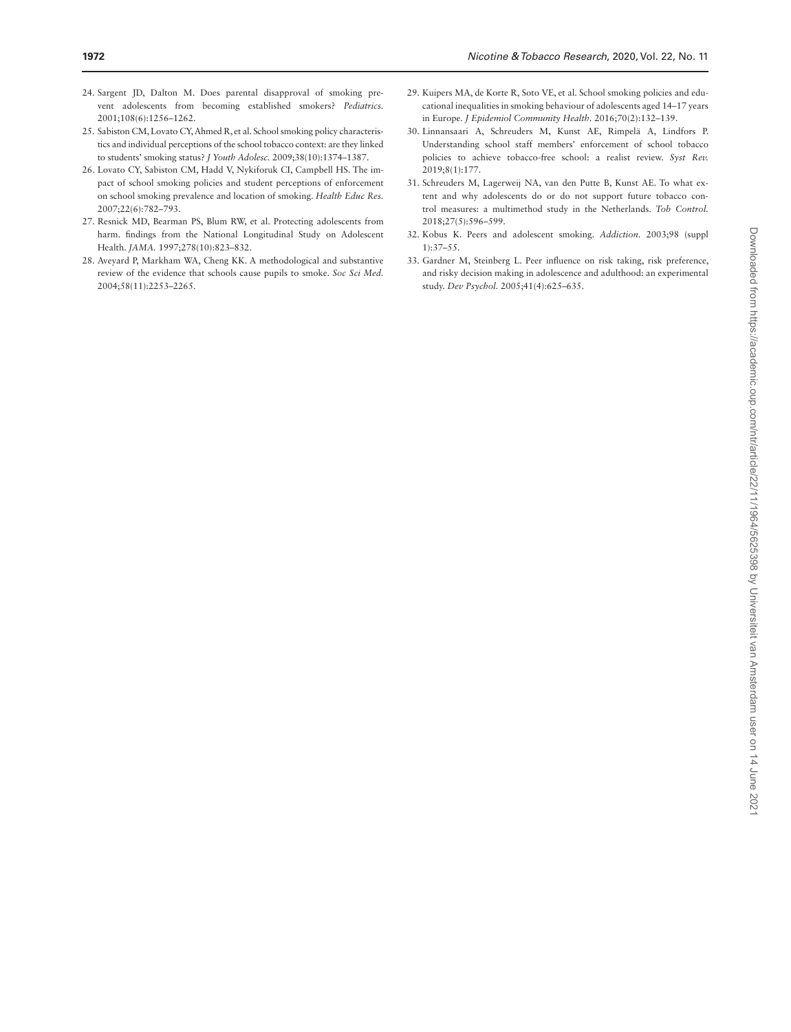24. Sargent JD, Dalton M. Does parental disapproval of smoking prevent adolescents from becoming established smokers? *Pediatrics.* 2001;108(6):1256–1262.
25. Sabiston CM, Lovato CY, Ahmed R, et al. School smoking policy characteristics and individual perceptions of the school tobacco context: are they linked to students' smoking status? *J Youth Adolesc.* 2009;38(10):1374–1387.
26. Lovato CY, Sabiston CM, Hadd V, Nykiforuk CI, Campbell HS. The impact of school smoking policies and student perceptions of enforcement on school smoking prevalence and location of smoking. *Health Educ Res.* 2007;22(6):782–793.
27. Resnick MD, Bearman PS, Blum RW, et al. Protecting adolescents from harm. findings from the National Longitudinal Study on Adolescent Health. *JAMA.* 1997;278(10):823–832.
28. Aveyard P, Markham WA, Cheng KK. A methodological and substantive review of the evidence that schools cause pupils to smoke. *Soc Sci Med.* 2004;58(11):2253–2265.
29. Kuipers MA, de Korte R, Soto VE, et al. School smoking policies and educational inequalities in smoking behaviour of adolescents aged 14–17 years in Europe. *J Epidemiol Community Health.* 2016;70(2):132–139.
30. Linnansaari A, Schreuders M, Kunst AE, Rimpelä A, Lindfors P. Understanding school staff members' enforcement of school tobacco policies to achieve tobacco-free school: a realist review. *Syst Rev.* 2019;8(1):177.
31. Schreuders M, Lagerweij NA, van den Putte B, Kunst AE. To what extent and why adolescents do or do not support future tobacco control measures: a multimethod study in the Netherlands. *Tob Control.* 2018;27(5):596–599.
32. Kobus K. Peers and adolescent smoking. *Addiction.* 2003;98 (suppl 1):37–55.
33. Gardner M, Steinberg L. Peer influence on risk taking, risk preference, and risky decision making in adolescence and adulthood: an experimental study. *Dev Psychol.* 2005;41(4):625–635.